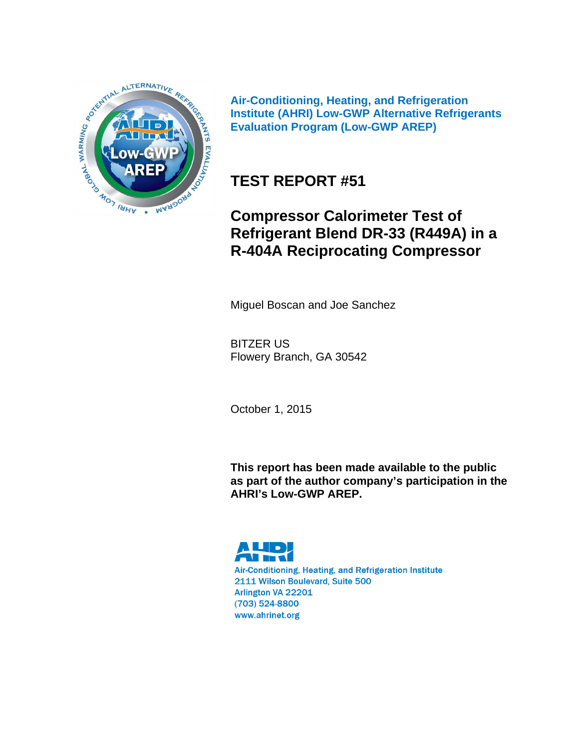Air-Conditioning, Heating, and Refrigeration Institute (AHRI) Low-GWP Alternative Refrigerants Evaluation Program (Low-GWP AREP)

# TEST REPORT #51

## Compressor Calorimeter Test of Refrigerant Blend DR-33 (R449A) in a R-404A Reciprocating Compressor

Miguel Boscan and Joe Sanchez

BITZER US
Flowery Branch, GA 30542

October 1, 2015

**This report has been made available to the public as part of the author company's participation in the AHRI's Low-GWP AREP.**

AHRI
Air-Conditioning, Heating, and Refrigeration Institute
2111 Wilson Boulevard, Suite 500
Arlington VA 22201
(703) 524-8800
www.ahrinet.org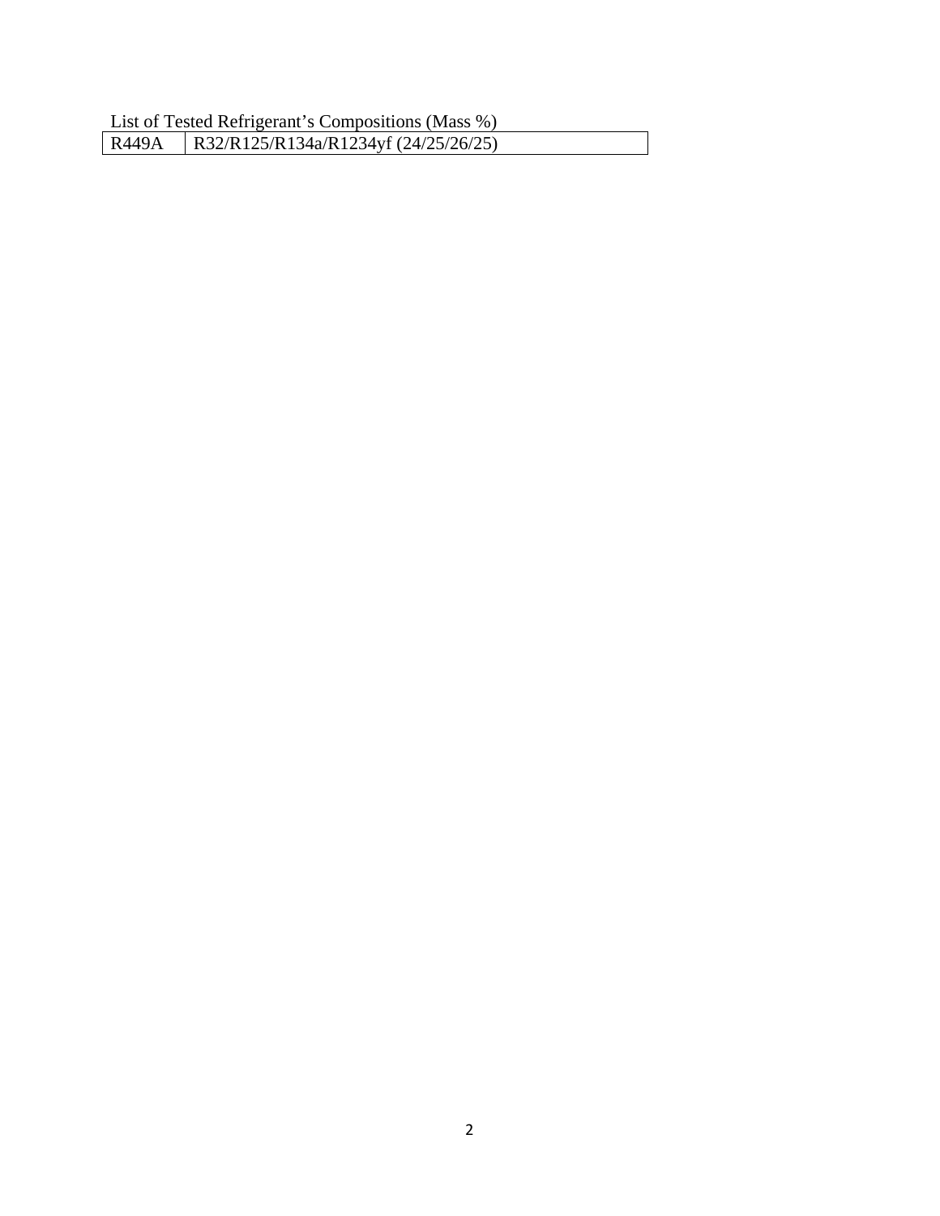List of Tested Refrigerant's Compositions (Mass %)

| R449A | R32/R125/R134a/R1234yf (24/25/26/25) |
| --- | --- |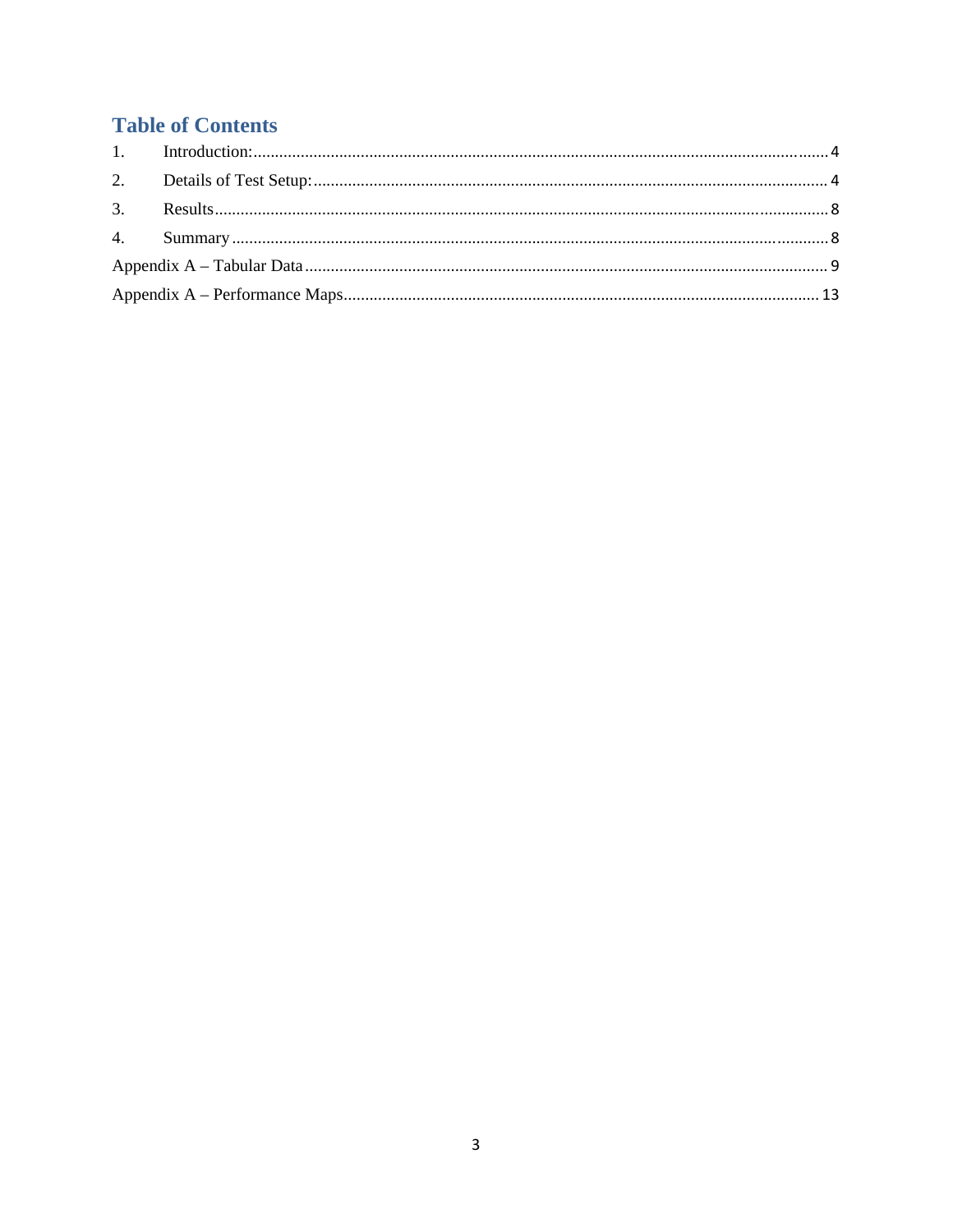# Table of Contents

1. Introduction: ........................................................................ 4
2. Details of Test Setup: ........................................................................ 4
3. Results ........................................................................ 8
4. Summary ........................................................................ 8

Appendix A – Tabular Data ........................................................................ 9

Appendix A – Performance Maps ........................................................................ 13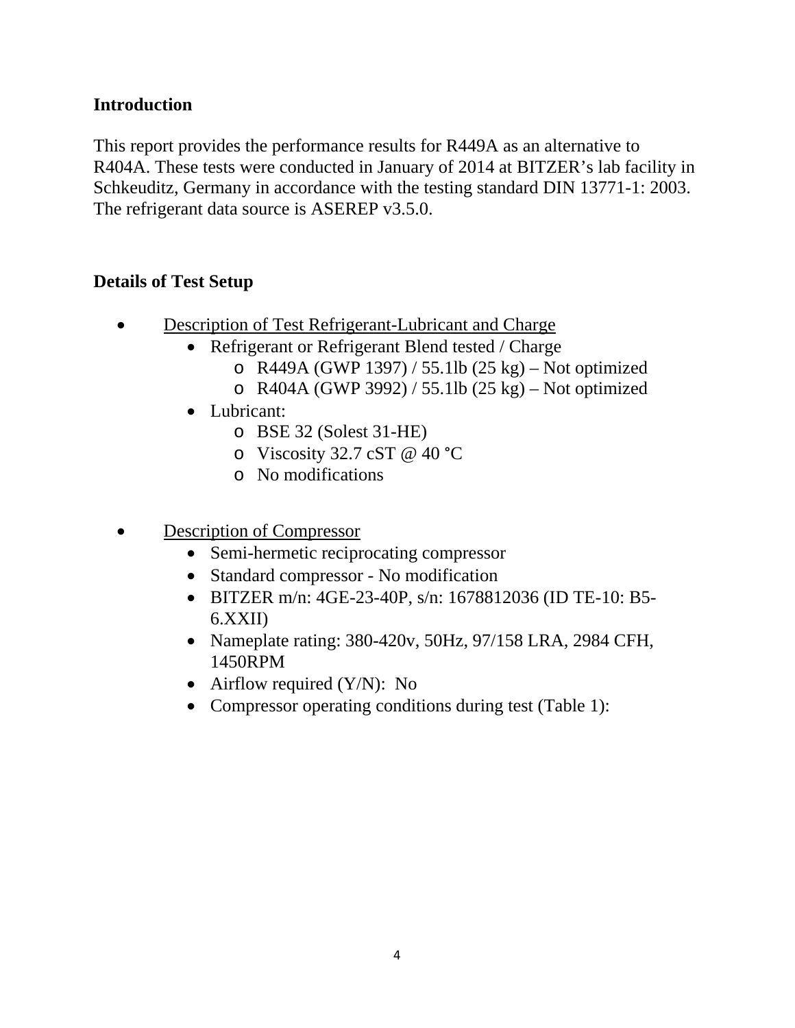## Introduction

This report provides the performance results for R449A as an alternative to R404A. These tests were conducted in January of 2014 at BITZER's lab facility in Schkeuditz, Germany in accordance with the testing standard DIN 13771-1: 2003. The refrigerant data source is ASEREP v3.5.0.

## Details of Test Setup

- <u>Description of Test Refrigerant-Lubricant and Charge</u>
  - Refrigerant or Refrigerant Blend tested / Charge
    - R449A (GWP 1397) / 55.1lb (25 kg) – Not optimized
    - R404A (GWP 3992) / 55.1lb (25 kg) – Not optimized
  - Lubricant:
    - BSE 32 (Solest 31-HE)
    - Viscosity 32.7 cST @ 40 °C
    - No modifications

- <u>Description of Compressor</u>
  - Semi-hermetic reciprocating compressor
  - Standard compressor - No modification
  - BITZER m/n: 4GE-23-40P, s/n: 1678812036 (ID TE-10: B5-6.XXII)
  - Nameplate rating: 380-420v, 50Hz, 97/158 LRA, 2984 CFH, 1450RPM
  - Airflow required (Y/N): No
  - Compressor operating conditions during test (Table 1):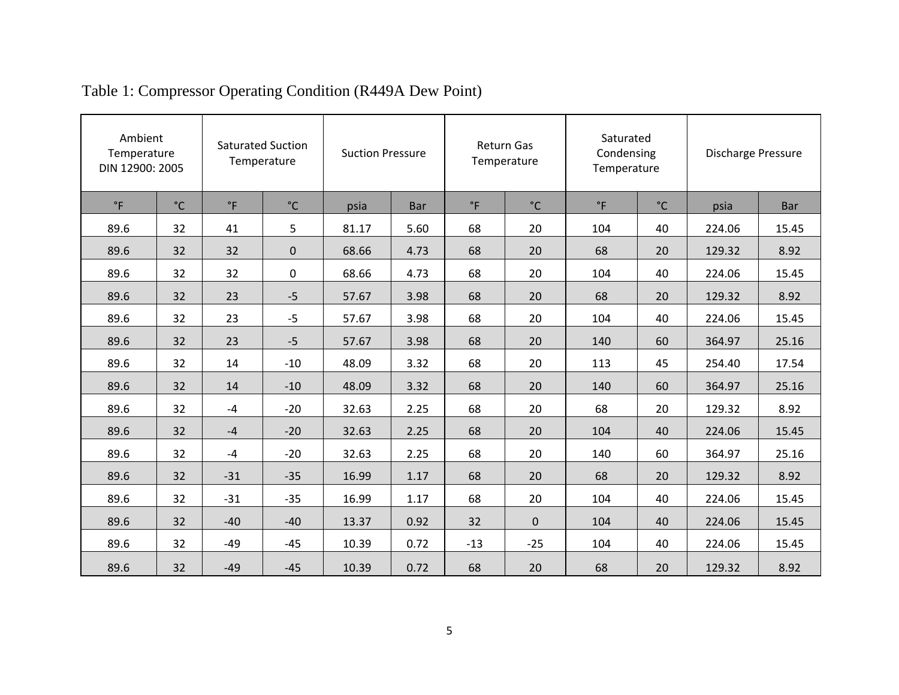Table 1: Compressor Operating Condition (R449A Dew Point)

| Ambient Temperature DIN 12900: 2005 | | Saturated Suction Temperature | | Suction Pressure | | Return Gas Temperature | | Saturated Condensing Temperature | | Discharge Pressure | |
|---|---|---|---|---|---|---|---|---|---|---|---|
| °F | °C | °F | °C | psia | Bar | °F | °C | °F | °C | psia | Bar |
| 89.6 | 32 | 41 | 5 | 81.17 | 5.60 | 68 | 20 | 104 | 40 | 224.06 | 15.45 |
| 89.6 | 32 | 32 | 0 | 68.66 | 4.73 | 68 | 20 | 68 | 20 | 129.32 | 8.92 |
| 89.6 | 32 | 32 | 0 | 68.66 | 4.73 | 68 | 20 | 104 | 40 | 224.06 | 15.45 |
| 89.6 | 32 | 23 | -5 | 57.67 | 3.98 | 68 | 20 | 68 | 20 | 129.32 | 8.92 |
| 89.6 | 32 | 23 | -5 | 57.67 | 3.98 | 68 | 20 | 104 | 40 | 224.06 | 15.45 |
| 89.6 | 32 | 23 | -5 | 57.67 | 3.98 | 68 | 20 | 140 | 60 | 364.97 | 25.16 |
| 89.6 | 32 | 14 | -10 | 48.09 | 3.32 | 68 | 20 | 113 | 45 | 254.40 | 17.54 |
| 89.6 | 32 | 14 | -10 | 48.09 | 3.32 | 68 | 20 | 140 | 60 | 364.97 | 25.16 |
| 89.6 | 32 | -4 | -20 | 32.63 | 2.25 | 68 | 20 | 68 | 20 | 129.32 | 8.92 |
| 89.6 | 32 | -4 | -20 | 32.63 | 2.25 | 68 | 20 | 104 | 40 | 224.06 | 15.45 |
| 89.6 | 32 | -4 | -20 | 32.63 | 2.25 | 68 | 20 | 140 | 60 | 364.97 | 25.16 |
| 89.6 | 32 | -31 | -35 | 16.99 | 1.17 | 68 | 20 | 68 | 20 | 129.32 | 8.92 |
| 89.6 | 32 | -31 | -35 | 16.99 | 1.17 | 68 | 20 | 104 | 40 | 224.06 | 15.45 |
| 89.6 | 32 | -40 | -40 | 13.37 | 0.92 | 32 | 0 | 104 | 40 | 224.06 | 15.45 |
| 89.6 | 32 | -49 | -45 | 10.39 | 0.72 | -13 | -25 | 104 | 40 | 224.06 | 15.45 |
| 89.6 | 32 | -49 | -45 | 10.39 | 0.72 | 68 | 20 | 68 | 20 | 129.32 | 8.92 |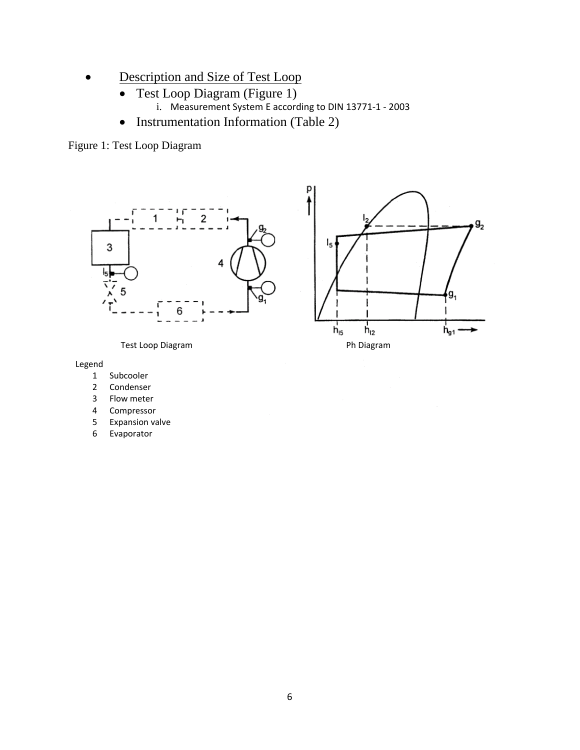- <u>Description and Size of Test Loop</u>
    - Test Loop Diagram (Figure 1)
        1. Measurement System E according to DIN 13771-1 - 2003
    - Instrumentation Information (Table 2)

Figure 1: Test Loop Diagram

Test Loop Diagram

Ph Diagram

Legend

1. Subcooler
2. Condenser
3. Flow meter
4. Compressor
5. Expansion valve
6. Evaporator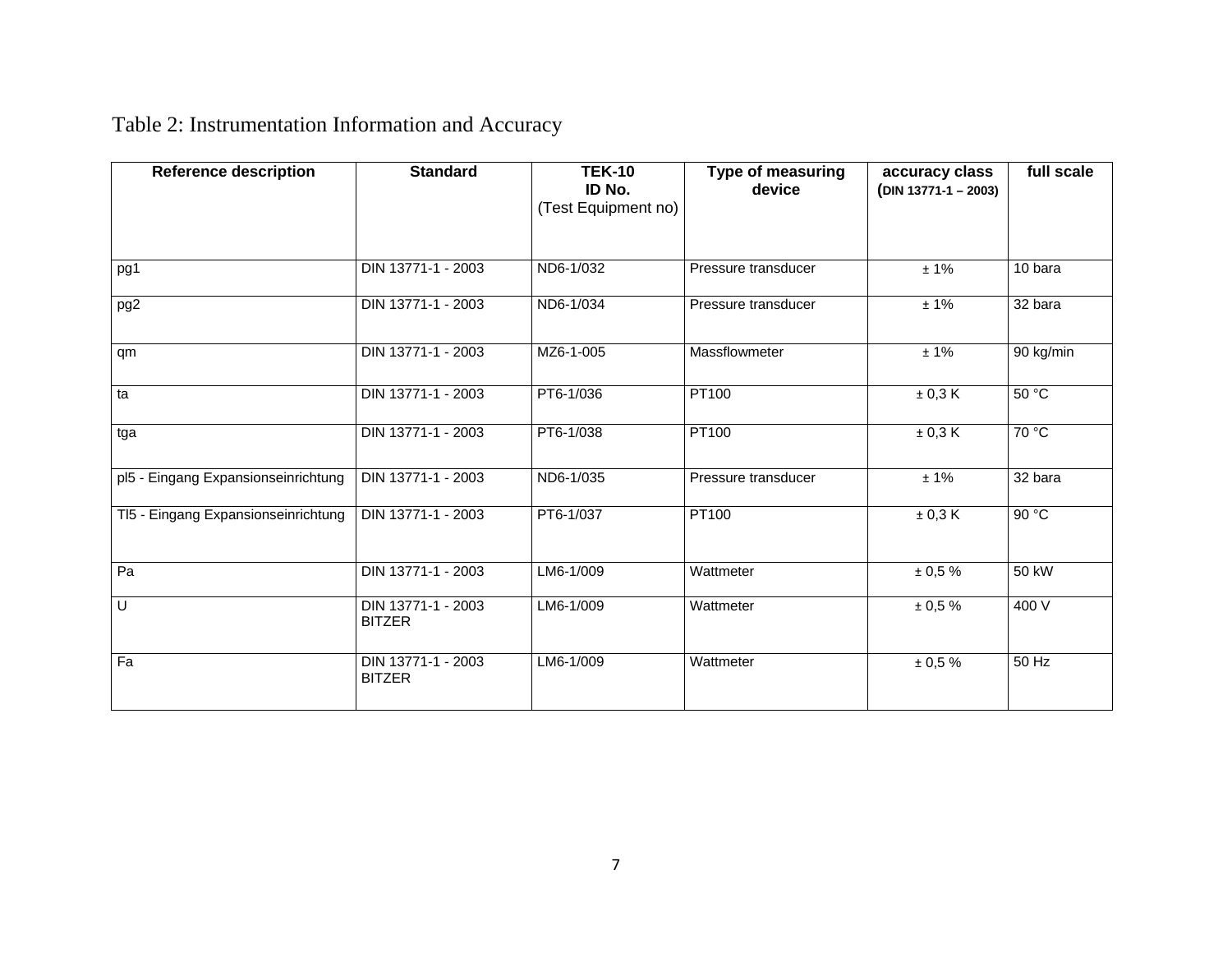Table 2: Instrumentation Information and Accuracy

| Reference description | Standard | TEK-10 ID No. (Test Equipment no) | Type of measuring device | accuracy class (DIN 13771-1 – 2003) | full scale |
|---|---|---|---|---|---|
| pg1 | DIN 13771-1 - 2003 | ND6-1/032 | Pressure transducer | ± 1% | 10 bara |
| pg2 | DIN 13771-1 - 2003 | ND6-1/034 | Pressure transducer | ± 1% | 32 bara |
| qm | DIN 13771-1 - 2003 | MZ6-1-005 | Massflowmeter | ± 1% | 90 kg/min |
| ta | DIN 13771-1 - 2003 | PT6-1/036 | PT100 | ± 0,3 K | 50 °C |
| tga | DIN 13771-1 - 2003 | PT6-1/038 | PT100 | ± 0,3 K | 70 °C |
| pl5 - Eingang Expansionseinrichtung | DIN 13771-1 - 2003 | ND6-1/035 | Pressure transducer | ± 1% | 32 bara |
| Tl5 - Eingang Expansionseinrichtung | DIN 13771-1 - 2003 | PT6-1/037 | PT100 | ± 0,3 K | 90 °C |
| Pa | DIN 13771-1 - 2003 | LM6-1/009 | Wattmeter | ± 0,5 % | 50 kW |
| U | DIN 13771-1 - 2003 BITZER | LM6-1/009 | Wattmeter | ± 0,5 % | 400 V |
| Fa | DIN 13771-1 - 2003 BITZER | LM6-1/009 | Wattmeter | ± 0,5 % | 50 Hz |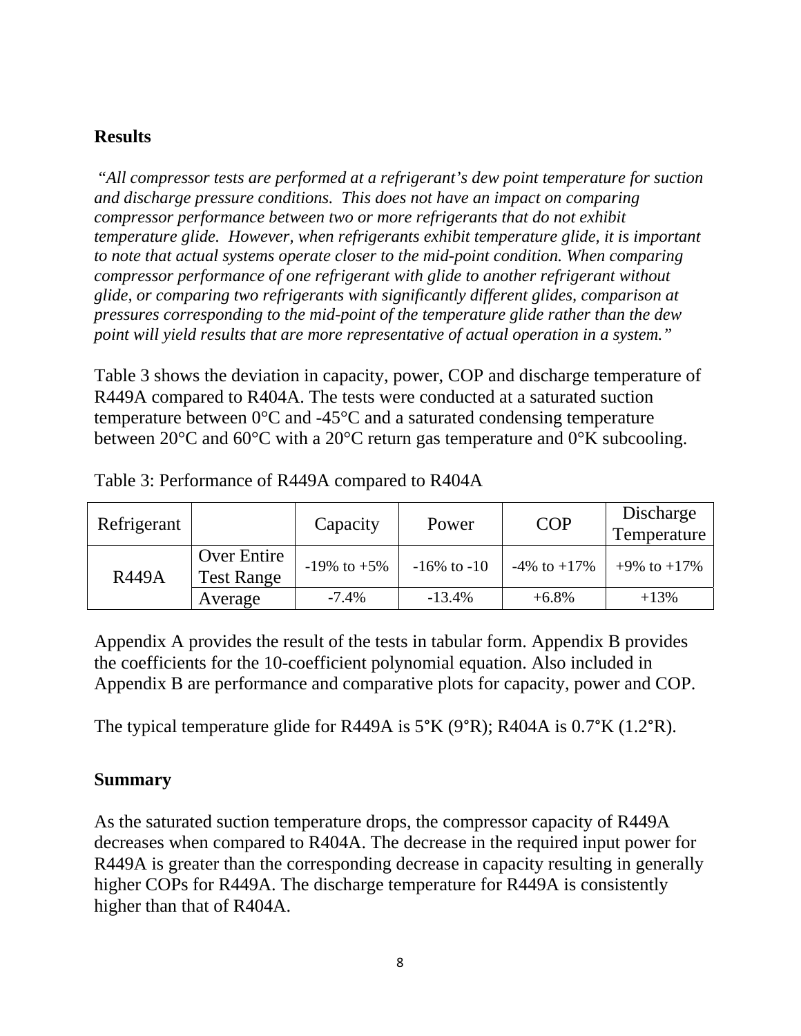**Results**

*"All compressor tests are performed at a refrigerant's dew point temperature for suction and discharge pressure conditions. This does not have an impact on comparing compressor performance between two or more refrigerants that do not exhibit temperature glide. However, when refrigerants exhibit temperature glide, it is important to note that actual systems operate closer to the mid-point condition. When comparing compressor performance of one refrigerant with glide to another refrigerant without glide, or comparing two refrigerants with significantly different glides, comparison at pressures corresponding to the mid-point of the temperature glide rather than the dew point will yield results that are more representative of actual operation in a system."*

Table 3 shows the deviation in capacity, power, COP and discharge temperature of R449A compared to R404A. The tests were conducted at a saturated suction temperature between 0°C and -45°C and a saturated condensing temperature between 20°C and 60°C with a 20°C return gas temperature and 0°K subcooling.

Table 3: Performance of R449A compared to R404A

| Refrigerant | | Capacity | Power | COP | Discharge Temperature |
|---|---|---|---|---|---|
| R449A | Over Entire Test Range | -19% to +5% | -16% to -10 | -4% to +17% | +9% to +17% |
| | Average | -7.4% | -13.4% | +6.8% | +13% |

Appendix A provides the result of the tests in tabular form. Appendix B provides the coefficients for the 10-coefficient polynomial equation. Also included in Appendix B are performance and comparative plots for capacity, power and COP.

The typical temperature glide for R449A is 5°K (9°R); R404A is 0.7°K (1.2°R).

**Summary**

As the saturated suction temperature drops, the compressor capacity of R449A decreases when compared to R404A. The decrease in the required input power for R449A is greater than the corresponding decrease in capacity resulting in generally higher COPs for R449A. The discharge temperature for R449A is consistently higher than that of R404A.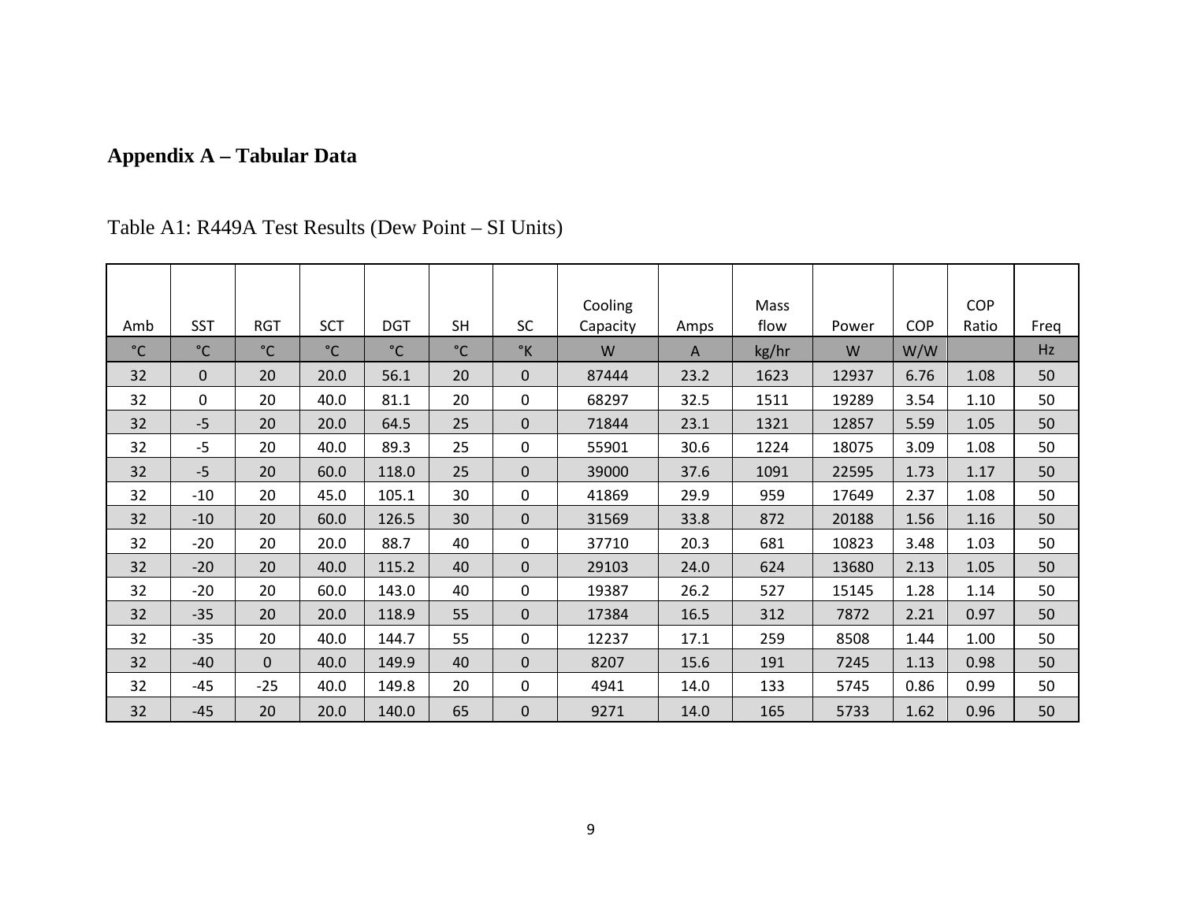## Appendix A – Tabular Data

Table A1: R449A Test Results (Dew Point – SI Units)

| Amb | SST | RGT | SCT | DGT | SH | SC | Cooling Capacity | Amps | Mass flow | Power | COP | COP Ratio | Freq |
|---|---|---|---|---|---|---|---|---|---|---|---|---|---|
| °C | °C | °C | °C | °C | °C | °K | W | A | kg/hr | W | W/W | | Hz |
| 32 | 0 | 20 | 20.0 | 56.1 | 20 | 0 | 87444 | 23.2 | 1623 | 12937 | 6.76 | 1.08 | 50 |
| 32 | 0 | 20 | 40.0 | 81.1 | 20 | 0 | 68297 | 32.5 | 1511 | 19289 | 3.54 | 1.10 | 50 |
| 32 | -5 | 20 | 20.0 | 64.5 | 25 | 0 | 71844 | 23.1 | 1321 | 12857 | 5.59 | 1.05 | 50 |
| 32 | -5 | 20 | 40.0 | 89.3 | 25 | 0 | 55901 | 30.6 | 1224 | 18075 | 3.09 | 1.08 | 50 |
| 32 | -5 | 20 | 60.0 | 118.0 | 25 | 0 | 39000 | 37.6 | 1091 | 22595 | 1.73 | 1.17 | 50 |
| 32 | -10 | 20 | 45.0 | 105.1 | 30 | 0 | 41869 | 29.9 | 959 | 17649 | 2.37 | 1.08 | 50 |
| 32 | -10 | 20 | 60.0 | 126.5 | 30 | 0 | 31569 | 33.8 | 872 | 20188 | 1.56 | 1.16 | 50 |
| 32 | -20 | 20 | 20.0 | 88.7 | 40 | 0 | 37710 | 20.3 | 681 | 10823 | 3.48 | 1.03 | 50 |
| 32 | -20 | 20 | 40.0 | 115.2 | 40 | 0 | 29103 | 24.0 | 624 | 13680 | 2.13 | 1.05 | 50 |
| 32 | -20 | 20 | 60.0 | 143.0 | 40 | 0 | 19387 | 26.2 | 527 | 15145 | 1.28 | 1.14 | 50 |
| 32 | -35 | 20 | 20.0 | 118.9 | 55 | 0 | 17384 | 16.5 | 312 | 7872 | 2.21 | 0.97 | 50 |
| 32 | -35 | 20 | 40.0 | 144.7 | 55 | 0 | 12237 | 17.1 | 259 | 8508 | 1.44 | 1.00 | 50 |
| 32 | -40 | 0 | 40.0 | 149.9 | 40 | 0 | 8207 | 15.6 | 191 | 7245 | 1.13 | 0.98 | 50 |
| 32 | -45 | -25 | 40.0 | 149.8 | 20 | 0 | 4941 | 14.0 | 133 | 5745 | 0.86 | 0.99 | 50 |
| 32 | -45 | 20 | 20.0 | 140.0 | 65 | 0 | 9271 | 14.0 | 165 | 5733 | 1.62 | 0.96 | 50 |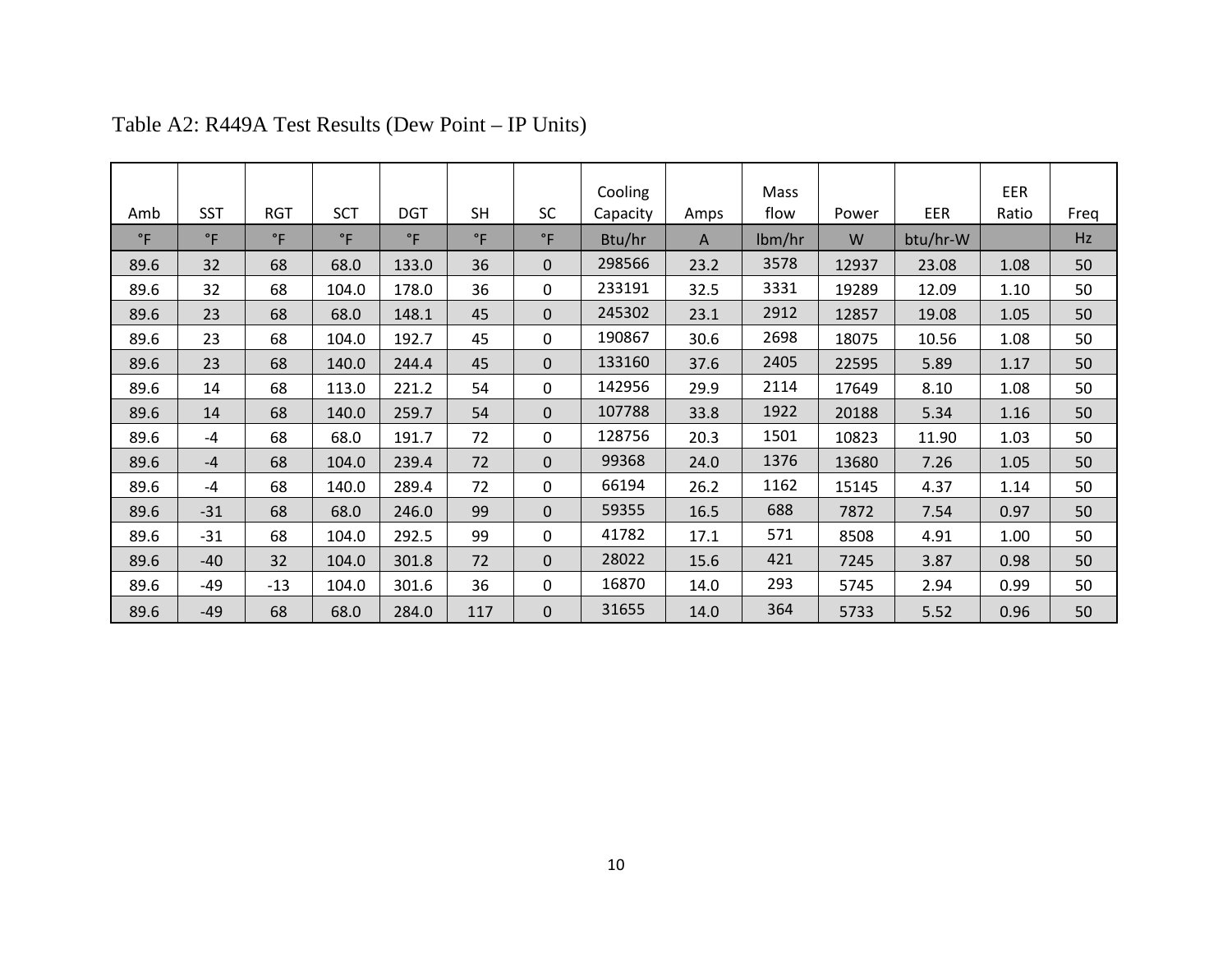Table A2: R449A Test Results (Dew Point – IP Units)

| Amb | SST | RGT | SCT | DGT | SH | SC | Cooling Capacity | Amps | Mass flow | Power | EER | EER Ratio | Freq |
|---|---|---|---|---|---|---|---|---|---|---|---|---|---|
| °F | °F | °F | °F | °F | °F | °F | Btu/hr | A | lbm/hr | W | btu/hr-W | | Hz |
| 89.6 | 32 | 68 | 68.0 | 133.0 | 36 | 0 | 298566 | 23.2 | 3578 | 12937 | 23.08 | 1.08 | 50 |
| 89.6 | 32 | 68 | 104.0 | 178.0 | 36 | 0 | 233191 | 32.5 | 3331 | 19289 | 12.09 | 1.10 | 50 |
| 89.6 | 23 | 68 | 68.0 | 148.1 | 45 | 0 | 245302 | 23.1 | 2912 | 12857 | 19.08 | 1.05 | 50 |
| 89.6 | 23 | 68 | 104.0 | 192.7 | 45 | 0 | 190867 | 30.6 | 2698 | 18075 | 10.56 | 1.08 | 50 |
| 89.6 | 23 | 68 | 140.0 | 244.4 | 45 | 0 | 133160 | 37.6 | 2405 | 22595 | 5.89 | 1.17 | 50 |
| 89.6 | 14 | 68 | 113.0 | 221.2 | 54 | 0 | 142956 | 29.9 | 2114 | 17649 | 8.10 | 1.08 | 50 |
| 89.6 | 14 | 68 | 140.0 | 259.7 | 54 | 0 | 107788 | 33.8 | 1922 | 20188 | 5.34 | 1.16 | 50 |
| 89.6 | -4 | 68 | 68.0 | 191.7 | 72 | 0 | 128756 | 20.3 | 1501 | 10823 | 11.90 | 1.03 | 50 |
| 89.6 | -4 | 68 | 104.0 | 239.4 | 72 | 0 | 99368 | 24.0 | 1376 | 13680 | 7.26 | 1.05 | 50 |
| 89.6 | -4 | 68 | 140.0 | 289.4 | 72 | 0 | 66194 | 26.2 | 1162 | 15145 | 4.37 | 1.14 | 50 |
| 89.6 | -31 | 68 | 68.0 | 246.0 | 99 | 0 | 59355 | 16.5 | 688 | 7872 | 7.54 | 0.97 | 50 |
| 89.6 | -31 | 68 | 104.0 | 292.5 | 99 | 0 | 41782 | 17.1 | 571 | 8508 | 4.91 | 1.00 | 50 |
| 89.6 | -40 | 32 | 104.0 | 301.8 | 72 | 0 | 28022 | 15.6 | 421 | 7245 | 3.87 | 0.98 | 50 |
| 89.6 | -49 | -13 | 104.0 | 301.6 | 36 | 0 | 16870 | 14.0 | 293 | 5745 | 2.94 | 0.99 | 50 |
| 89.6 | -49 | 68 | 68.0 | 284.0 | 117 | 0 | 31655 | 14.0 | 364 | 5733 | 5.52 | 0.96 | 50 |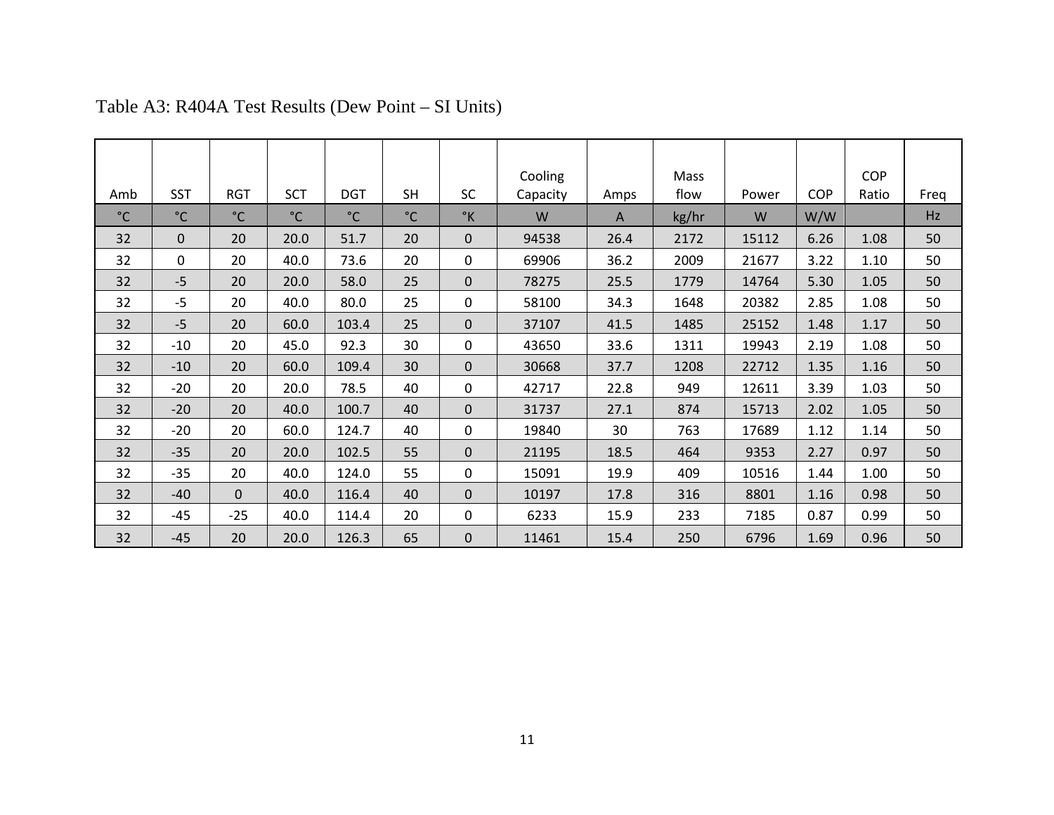Table A3: R404A Test Results (Dew Point – SI Units)

| Amb | SST | RGT | SCT | DGT | SH | SC | Cooling Capacity | Amps | Mass flow | Power | COP | COP Ratio | Freq |
|---|---|---|---|---|---|---|---|---|---|---|---|---|---|
| °C | °C | °C | °C | °C | °C | °K | W | A | kg/hr | W | W/W | | Hz |
| 32 | 0 | 20 | 20.0 | 51.7 | 20 | 0 | 94538 | 26.4 | 2172 | 15112 | 6.26 | 1.08 | 50 |
| 32 | 0 | 20 | 40.0 | 73.6 | 20 | 0 | 69906 | 36.2 | 2009 | 21677 | 3.22 | 1.10 | 50 |
| 32 | -5 | 20 | 20.0 | 58.0 | 25 | 0 | 78275 | 25.5 | 1779 | 14764 | 5.30 | 1.05 | 50 |
| 32 | -5 | 20 | 40.0 | 80.0 | 25 | 0 | 58100 | 34.3 | 1648 | 20382 | 2.85 | 1.08 | 50 |
| 32 | -5 | 20 | 60.0 | 103.4 | 25 | 0 | 37107 | 41.5 | 1485 | 25152 | 1.48 | 1.17 | 50 |
| 32 | -10 | 20 | 45.0 | 92.3 | 30 | 0 | 43650 | 33.6 | 1311 | 19943 | 2.19 | 1.08 | 50 |
| 32 | -10 | 20 | 60.0 | 109.4 | 30 | 0 | 30668 | 37.7 | 1208 | 22712 | 1.35 | 1.16 | 50 |
| 32 | -20 | 20 | 20.0 | 78.5 | 40 | 0 | 42717 | 22.8 | 949 | 12611 | 3.39 | 1.03 | 50 |
| 32 | -20 | 20 | 40.0 | 100.7 | 40 | 0 | 31737 | 27.1 | 874 | 15713 | 2.02 | 1.05 | 50 |
| 32 | -20 | 20 | 60.0 | 124.7 | 40 | 0 | 19840 | 30 | 763 | 17689 | 1.12 | 1.14 | 50 |
| 32 | -35 | 20 | 20.0 | 102.5 | 55 | 0 | 21195 | 18.5 | 464 | 9353 | 2.27 | 0.97 | 50 |
| 32 | -35 | 20 | 40.0 | 124.0 | 55 | 0 | 15091 | 19.9 | 409 | 10516 | 1.44 | 1.00 | 50 |
| 32 | -40 | 0 | 40.0 | 116.4 | 40 | 0 | 10197 | 17.8 | 316 | 8801 | 1.16 | 0.98 | 50 |
| 32 | -45 | -25 | 40.0 | 114.4 | 20 | 0 | 6233 | 15.9 | 233 | 7185 | 0.87 | 0.99 | 50 |
| 32 | -45 | 20 | 20.0 | 126.3 | 65 | 0 | 11461 | 15.4 | 250 | 6796 | 1.69 | 0.96 | 50 |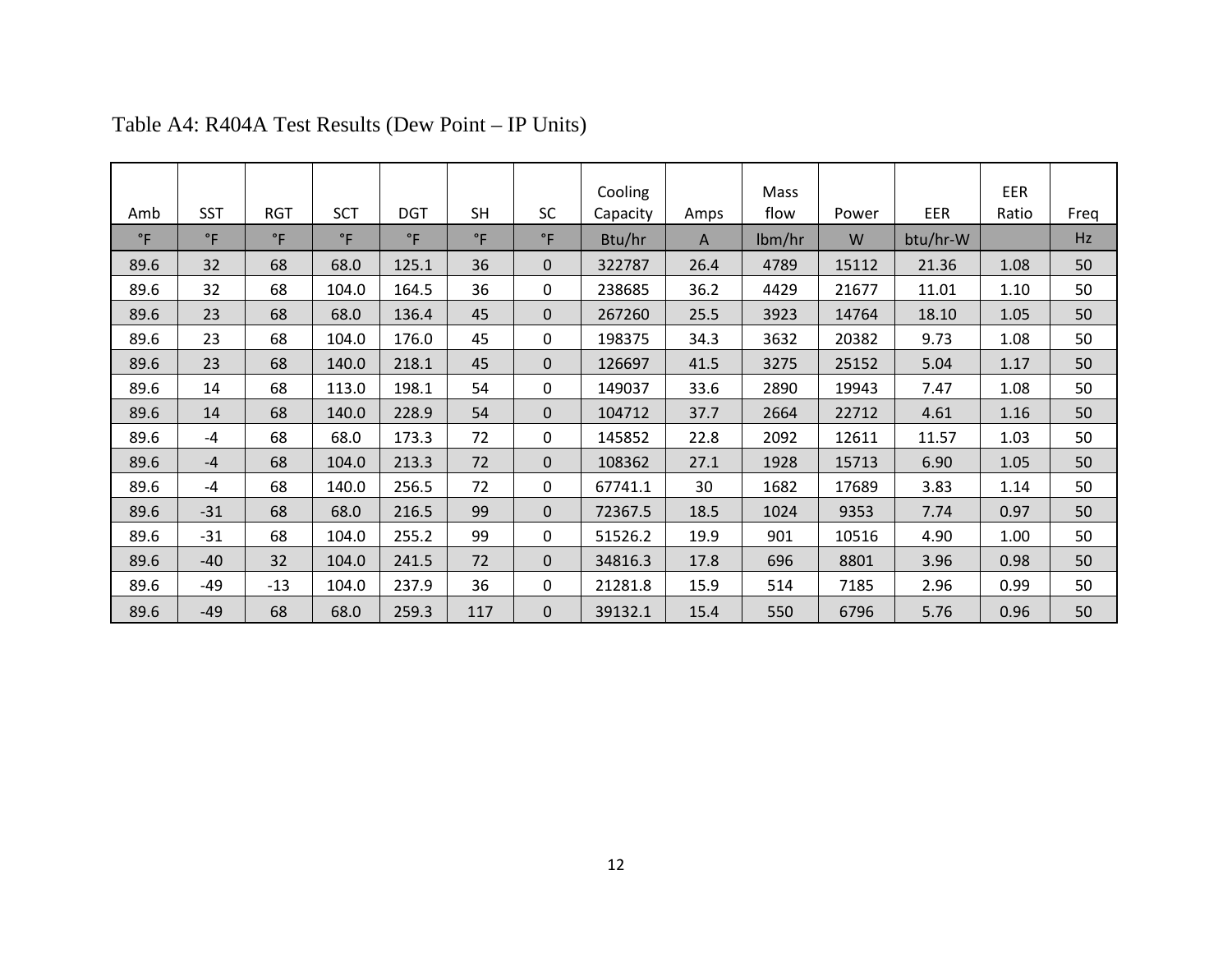Table A4: R404A Test Results (Dew Point – IP Units)

| Amb | SST | RGT | SCT | DGT | SH | SC | Cooling Capacity | Amps | Mass flow | Power | EER | EER Ratio | Freq |
|---|---|---|---|---|---|---|---|---|---|---|---|---|---|
| °F | °F | °F | °F | °F | °F | °F | Btu/hr | A | lbm/hr | W | btu/hr-W | | Hz |
| 89.6 | 32 | 68 | 68.0 | 125.1 | 36 | 0 | 322787 | 26.4 | 4789 | 15112 | 21.36 | 1.08 | 50 |
| 89.6 | 32 | 68 | 104.0 | 164.5 | 36 | 0 | 238685 | 36.2 | 4429 | 21677 | 11.01 | 1.10 | 50 |
| 89.6 | 23 | 68 | 68.0 | 136.4 | 45 | 0 | 267260 | 25.5 | 3923 | 14764 | 18.10 | 1.05 | 50 |
| 89.6 | 23 | 68 | 104.0 | 176.0 | 45 | 0 | 198375 | 34.3 | 3632 | 20382 | 9.73 | 1.08 | 50 |
| 89.6 | 23 | 68 | 140.0 | 218.1 | 45 | 0 | 126697 | 41.5 | 3275 | 25152 | 5.04 | 1.17 | 50 |
| 89.6 | 14 | 68 | 113.0 | 198.1 | 54 | 0 | 149037 | 33.6 | 2890 | 19943 | 7.47 | 1.08 | 50 |
| 89.6 | 14 | 68 | 140.0 | 228.9 | 54 | 0 | 104712 | 37.7 | 2664 | 22712 | 4.61 | 1.16 | 50 |
| 89.6 | -4 | 68 | 68.0 | 173.3 | 72 | 0 | 145852 | 22.8 | 2092 | 12611 | 11.57 | 1.03 | 50 |
| 89.6 | -4 | 68 | 104.0 | 213.3 | 72 | 0 | 108362 | 27.1 | 1928 | 15713 | 6.90 | 1.05 | 50 |
| 89.6 | -4 | 68 | 140.0 | 256.5 | 72 | 0 | 67741.1 | 30 | 1682 | 17689 | 3.83 | 1.14 | 50 |
| 89.6 | -31 | 68 | 68.0 | 216.5 | 99 | 0 | 72367.5 | 18.5 | 1024 | 9353 | 7.74 | 0.97 | 50 |
| 89.6 | -31 | 68 | 104.0 | 255.2 | 99 | 0 | 51526.2 | 19.9 | 901 | 10516 | 4.90 | 1.00 | 50 |
| 89.6 | -40 | 32 | 104.0 | 241.5 | 72 | 0 | 34816.3 | 17.8 | 696 | 8801 | 3.96 | 0.98 | 50 |
| 89.6 | -49 | -13 | 104.0 | 237.9 | 36 | 0 | 21281.8 | 15.9 | 514 | 7185 | 2.96 | 0.99 | 50 |
| 89.6 | -49 | 68 | 68.0 | 259.3 | 117 | 0 | 39132.1 | 15.4 | 550 | 6796 | 5.76 | 0.96 | 50 |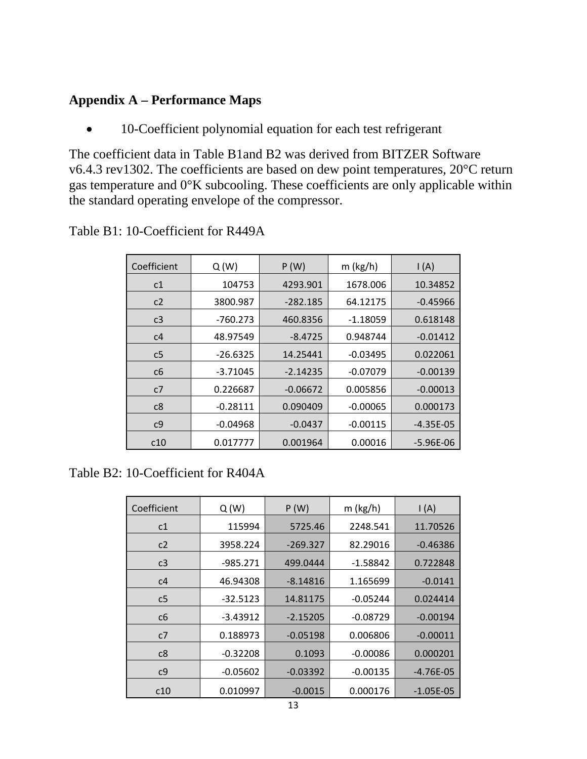## Appendix A – Performance Maps

- 10-Coefficient polynomial equation for each test refrigerant

The coefficient data in Table B1and B2 was derived from BITZER Software v6.4.3 rev1302. The coefficients are based on dew point temperatures, 20°C return gas temperature and 0°K subcooling. These coefficients are only applicable within the standard operating envelope of the compressor.

Table B1: 10-Coefficient for R449A

| Coefficient | Q (W) | P (W) | m (kg/h) | I (A) |
|---|---|---|---|---|
| c1 | 104753 | 4293.901 | 1678.006 | 10.34852 |
| c2 | 3800.987 | -282.185 | 64.12175 | -0.45966 |
| c3 | -760.273 | 460.8356 | -1.18059 | 0.618148 |
| c4 | 48.97549 | -8.4725 | 0.948744 | -0.01412 |
| c5 | -26.6325 | 14.25441 | -0.03495 | 0.022061 |
| c6 | -3.71045 | -2.14235 | -0.07079 | -0.00139 |
| c7 | 0.226687 | -0.06672 | 0.005856 | -0.00013 |
| c8 | -0.28111 | 0.090409 | -0.00065 | 0.000173 |
| c9 | -0.04968 | -0.0437 | -0.00115 | -4.35E-05 |
| c10 | 0.017777 | 0.001964 | 0.00016 | -5.96E-06 |

Table B2: 10-Coefficient for R404A

| Coefficient | Q (W) | P (W) | m (kg/h) | I (A) |
|---|---|---|---|---|
| c1 | 115994 | 5725.46 | 2248.541 | 11.70526 |
| c2 | 3958.224 | -269.327 | 82.29016 | -0.46386 |
| c3 | -985.271 | 499.0444 | -1.58842 | 0.722848 |
| c4 | 46.94308 | -8.14816 | 1.165699 | -0.0141 |
| c5 | -32.5123 | 14.81175 | -0.05244 | 0.024414 |
| c6 | -3.43912 | -2.15205 | -0.08729 | -0.00194 |
| c7 | 0.188973 | -0.05198 | 0.006806 | -0.00011 |
| c8 | -0.32208 | 0.1093 | -0.00086 | 0.000201 |
| c9 | -0.05602 | -0.03392 | -0.00135 | -4.76E-05 |
| c10 | 0.010997 | -0.0015 | 0.000176 | -1.05E-05 |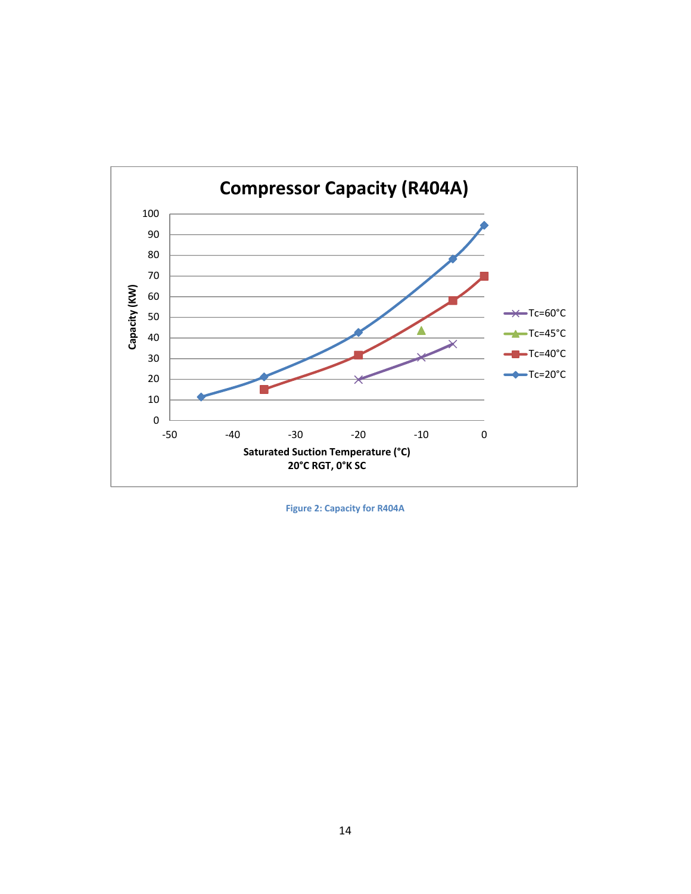Figure 2: Capacity for R404A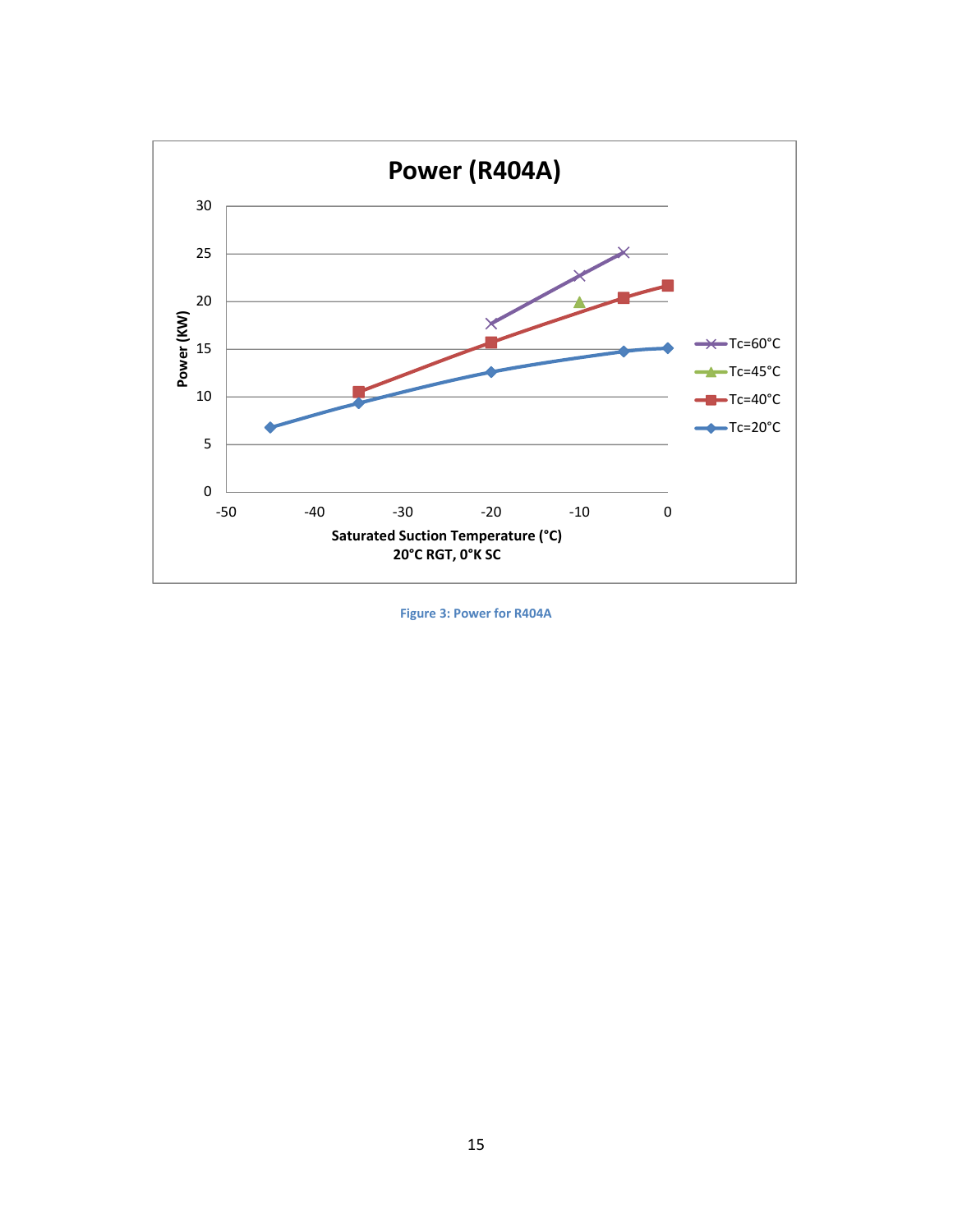Figure 3: Power for R404A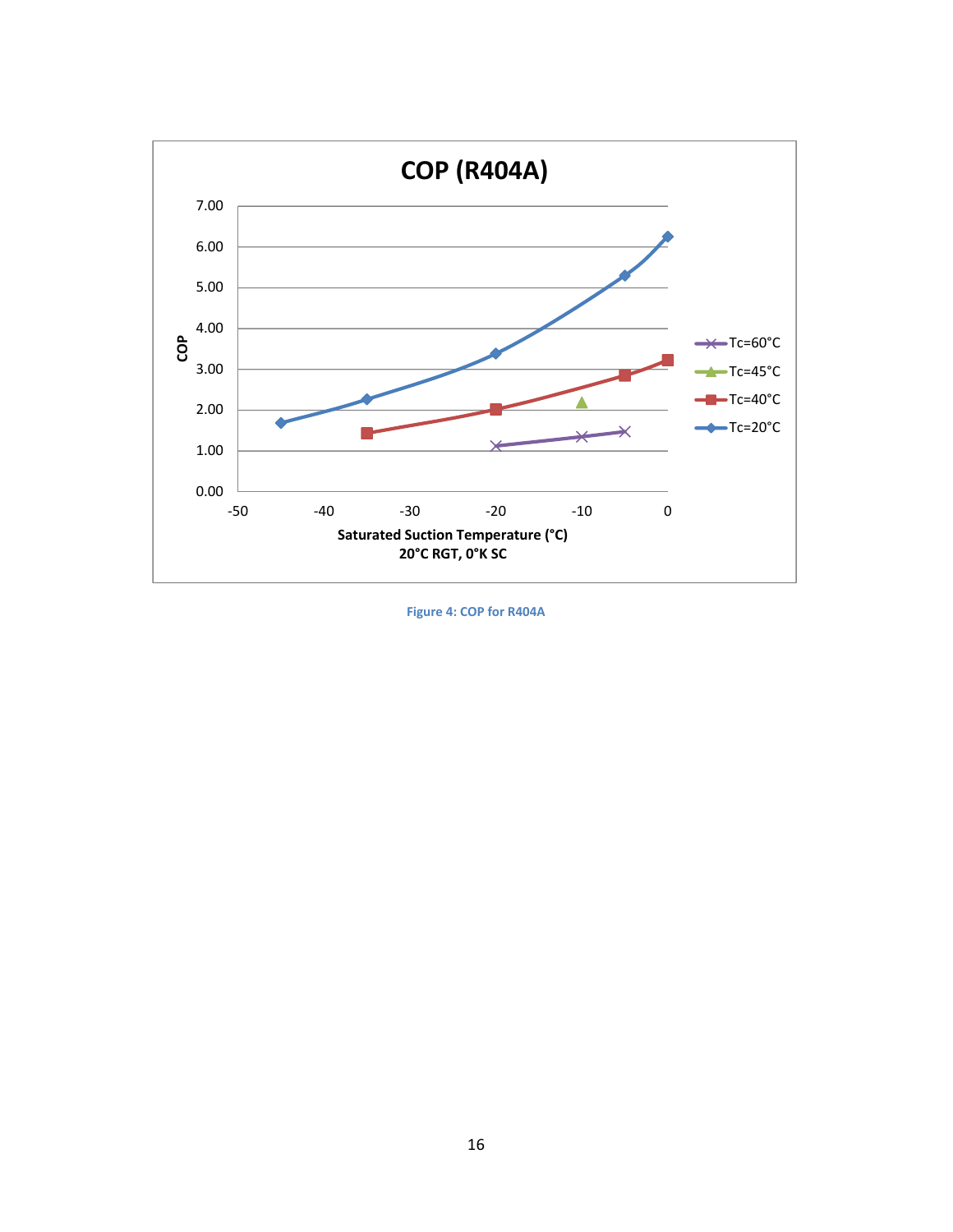Figure 4: COP for R404A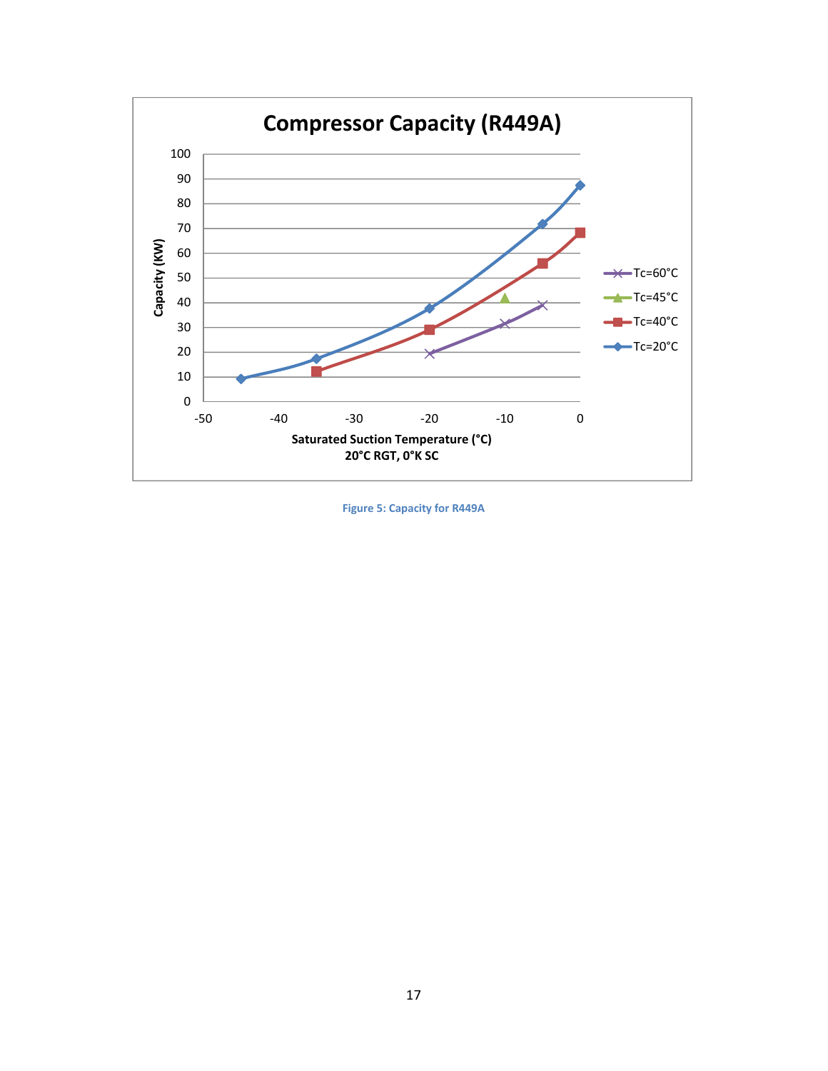**Compressor Capacity (R449A)**

Capacity (KW)

Saturated Suction Temperature (°C)
20°C RGT, 0°K SC

Tc=60°C
Tc=45°C
Tc=40°C
Tc=20°C

Figure 5: Capacity for R449A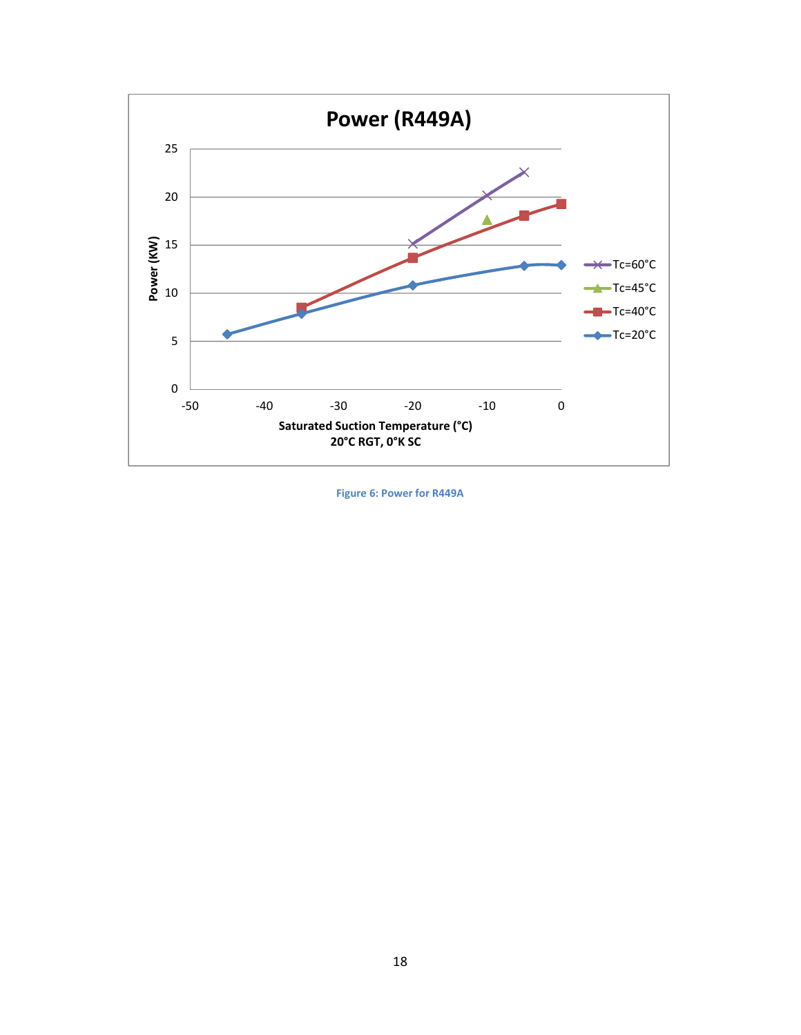Figure 6: Power for R449A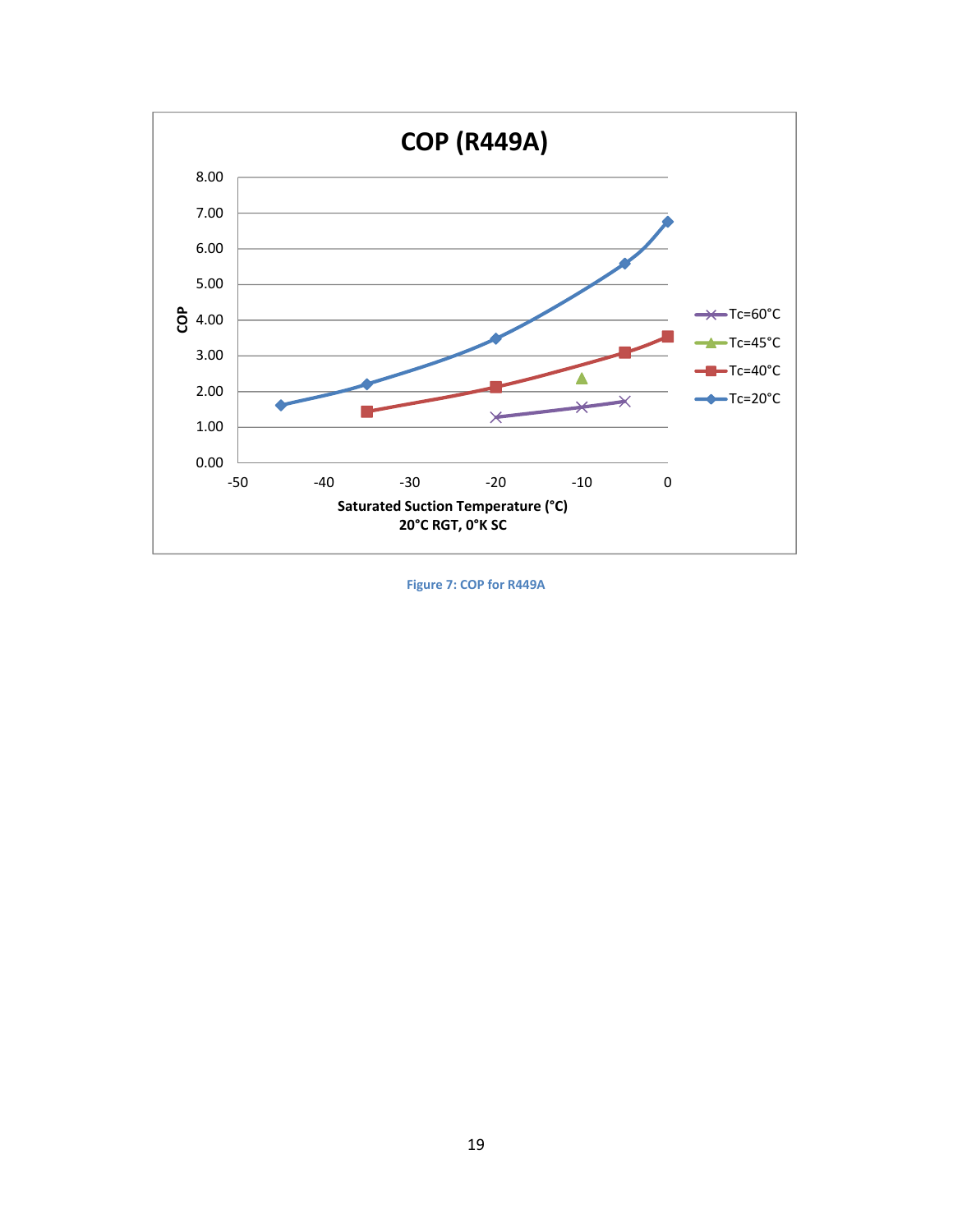**COP (R449A)**

COP

Saturated Suction Temperature (°C)
20°C RGT, 0°K SC

Tc=60°C
Tc=45°C
Tc=40°C
Tc=20°C

Figure 7: COP for R449A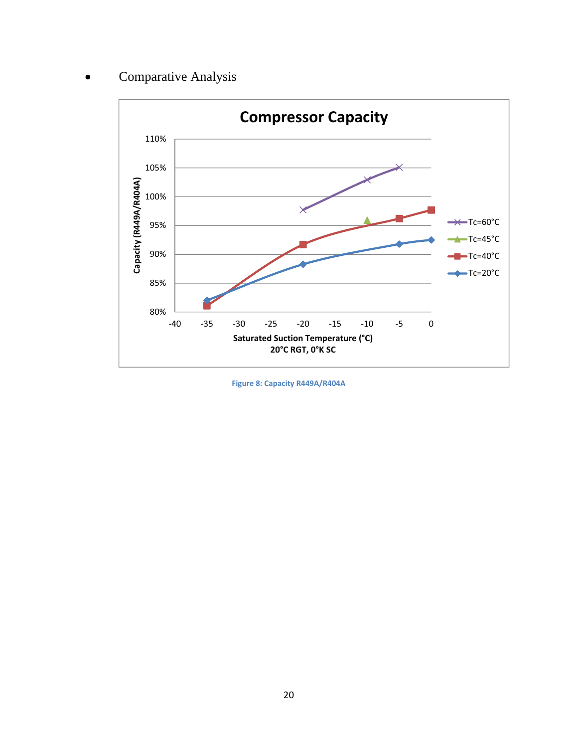- Comparative Analysis

Figure 8: Capacity R449A/R404A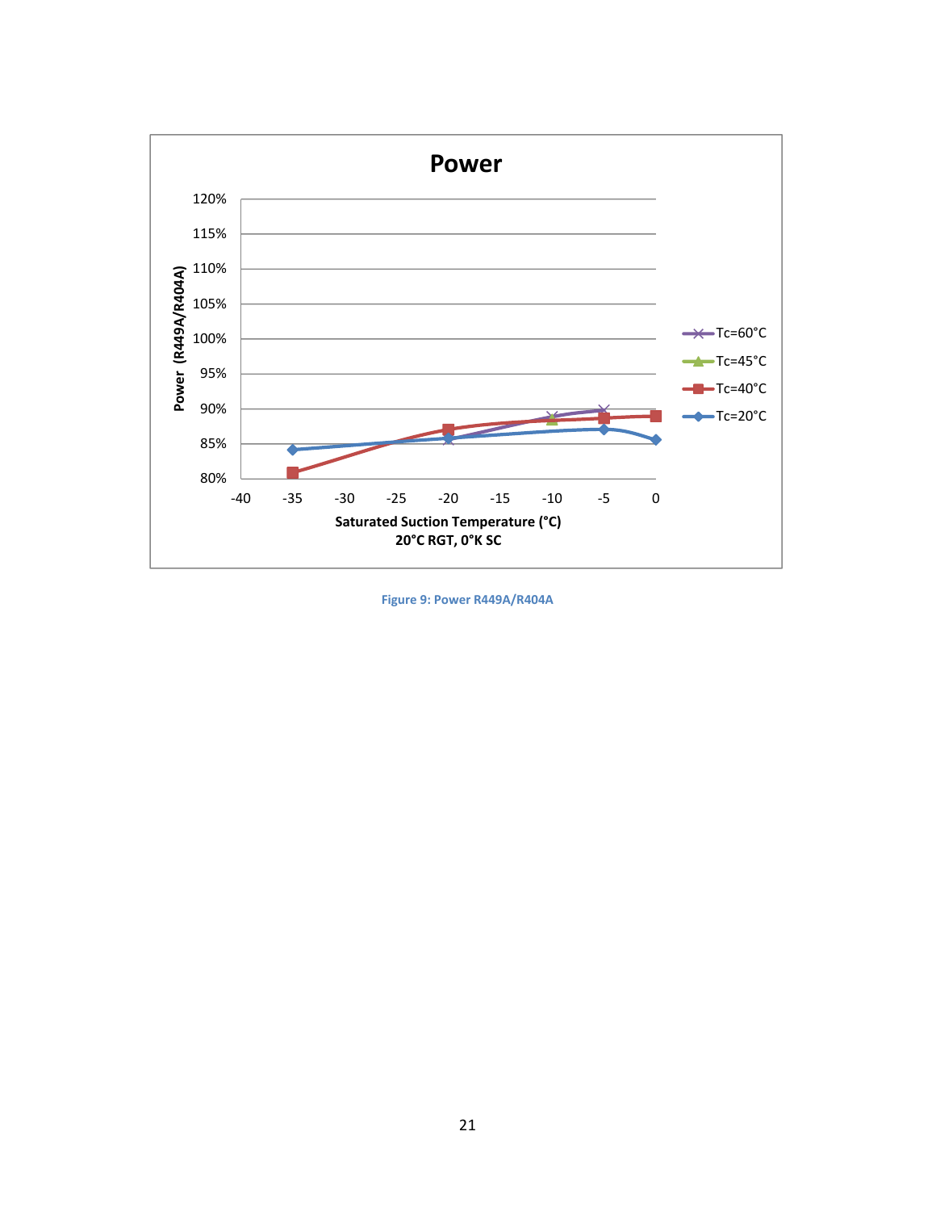Power

Power (R449A/R404A)

Saturated Suction Temperature (°C)
20°C RGT, 0°K SC

Tc=60°C
Tc=45°C
Tc=40°C
Tc=20°C

Figure 9: Power R449A/R404A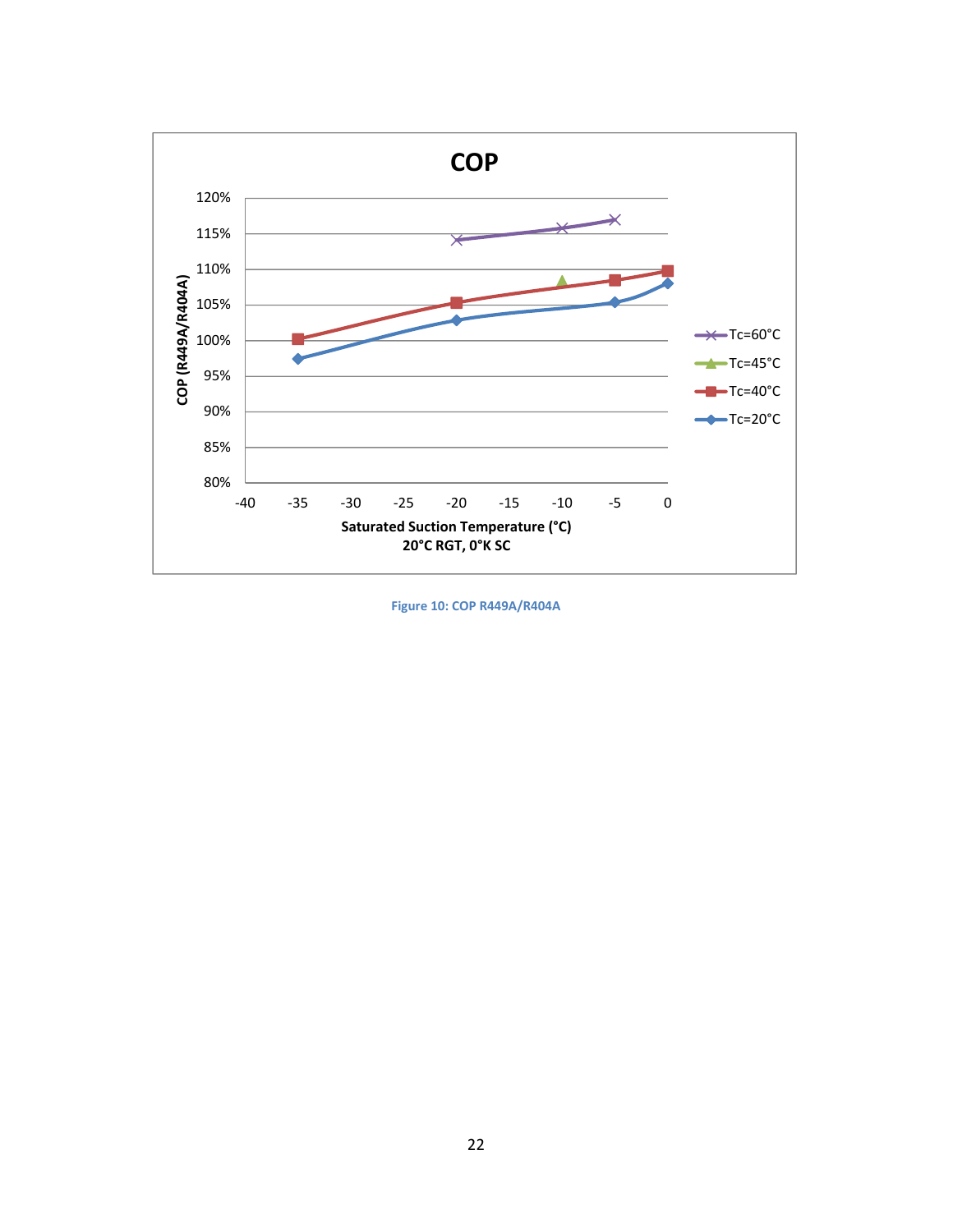Figure 10: COP R449A/R404A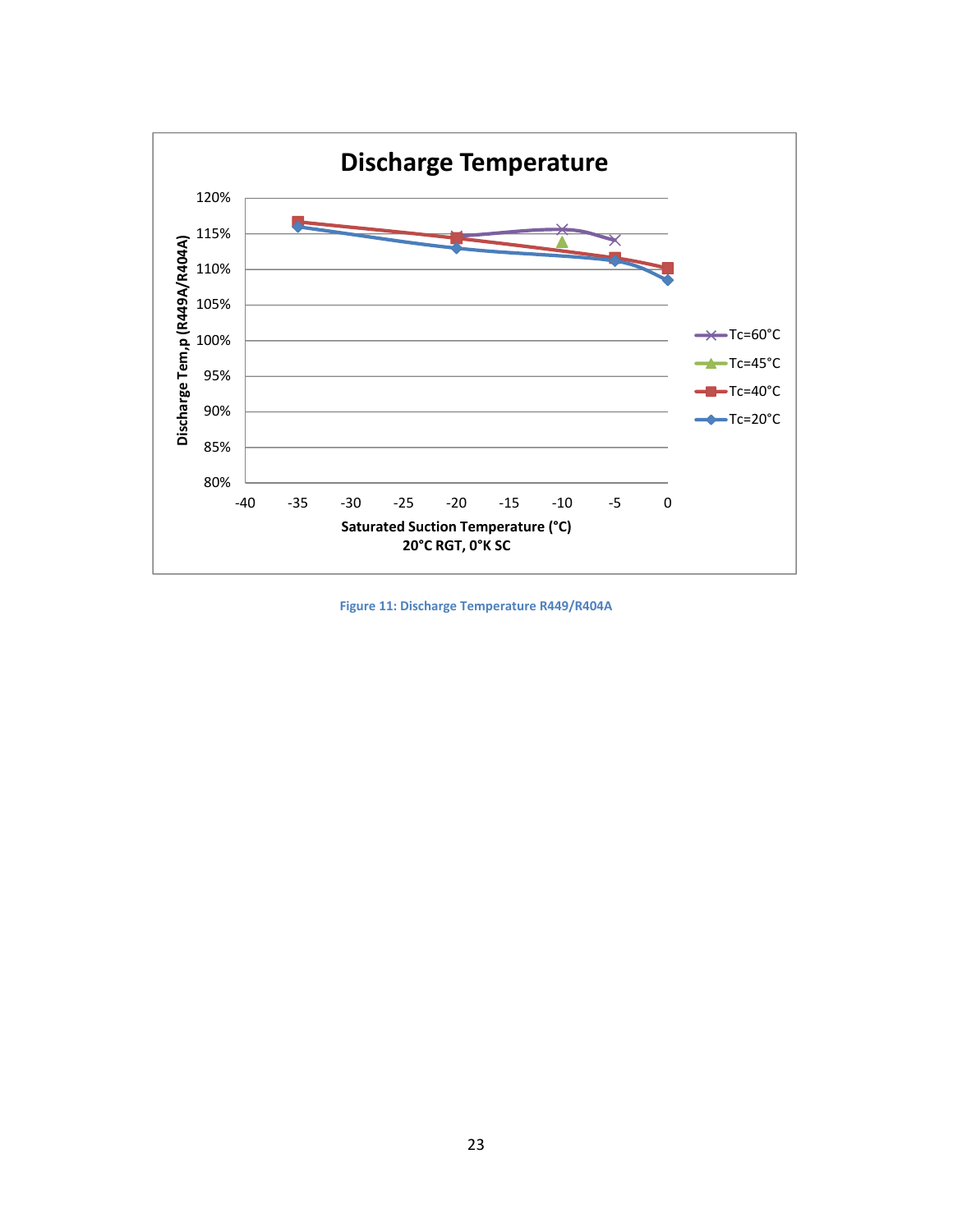Discharge Temperature

120%
115%
110%
105%
100%
95%
90%
85%
80%

Discharge Tem,p (R449A/R404A)

-40 -35 -30 -25 -20 -15 -10 -5 0

Saturated Suction Temperature (°C)
20°C RGT, 0°K SC

Tc=60°C
Tc=45°C
Tc=40°C
Tc=20°C

Figure 11: Discharge Temperature R449/R404A